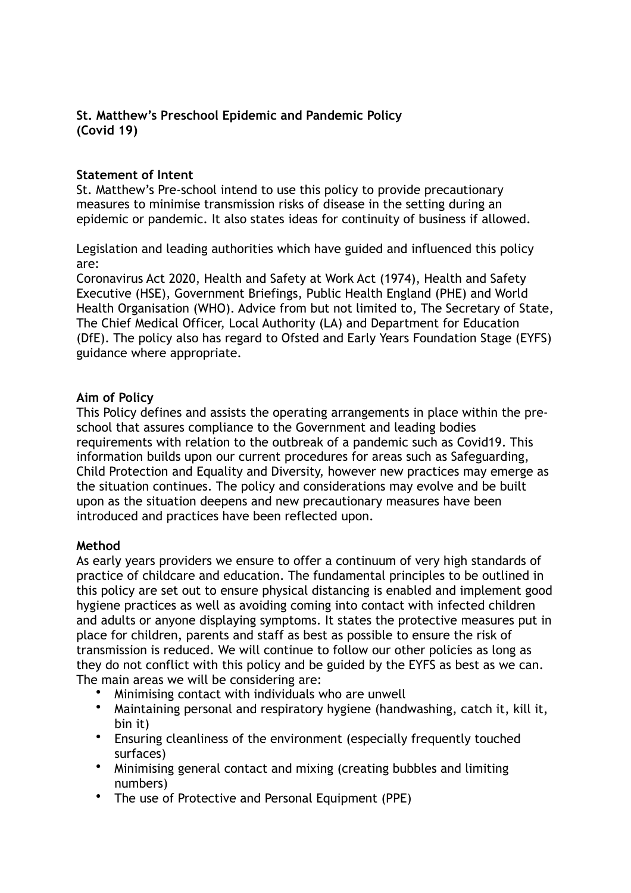**St. Matthew's Preschool Epidemic and Pandemic Policy (Covid 19)**

**Statement of Intent**

St. Matthew's Pre-school intend to use this policy to provide precautionary measures to minimise transmission risks of disease in the setting during an epidemic or pandemic. It also states ideas for continuity of business if allowed.

Legislation and leading authorities which have guided and influenced this policy are:

Coronavirus Act 2020, Health and Safety at Work Act (1974), Health and Safety Executive (HSE), Government Briefings, Public Health England (PHE) and World Health Organisation (WHO). Advice from but not limited to, The Secretary of State, The Chief Medical Officer, Local Authority (LA) and Department for Education (DfE). The policy also has regard to Ofsted and Early Years Foundation Stage (EYFS) guidance where appropriate.

**Aim of Policy**

This Policy defines and assists the operating arrangements in place within the pre-school that assures compliance to the Government and leading bodies requirements with relation to the outbreak of a pandemic such as Covid19. This information builds upon our current procedures for areas such as Safeguarding, Child Protection and Equality and Diversity, however new practices may emerge as the situation continues. The policy and considerations may evolve and be built upon as the situation deepens and new precautionary measures have been introduced and practices have been reflected upon.

**Method**

As early years providers we ensure to offer a continuum of very high standards of practice of childcare and education. The fundamental principles to be outlined in this policy are set out to ensure physical distancing is enabled and implement good hygiene practices as well as avoiding coming into contact with infected children and adults or anyone displaying symptoms. It states the protective measures put in place for children, parents and staff as best as possible to ensure the risk of transmission is reduced. We will continue to follow our other policies as long as they do not conflict with this policy and be guided by the EYFS as best as we can. The main areas we will be considering are:

- Minimising contact with individuals who are unwell
- Maintaining personal and respiratory hygiene (handwashing, catch it, kill it, bin it)
- Ensuring cleanliness of the environment (especially frequently touched surfaces)
- Minimising general contact and mixing (creating bubbles and limiting numbers)
- The use of Protective and Personal Equipment (PPE)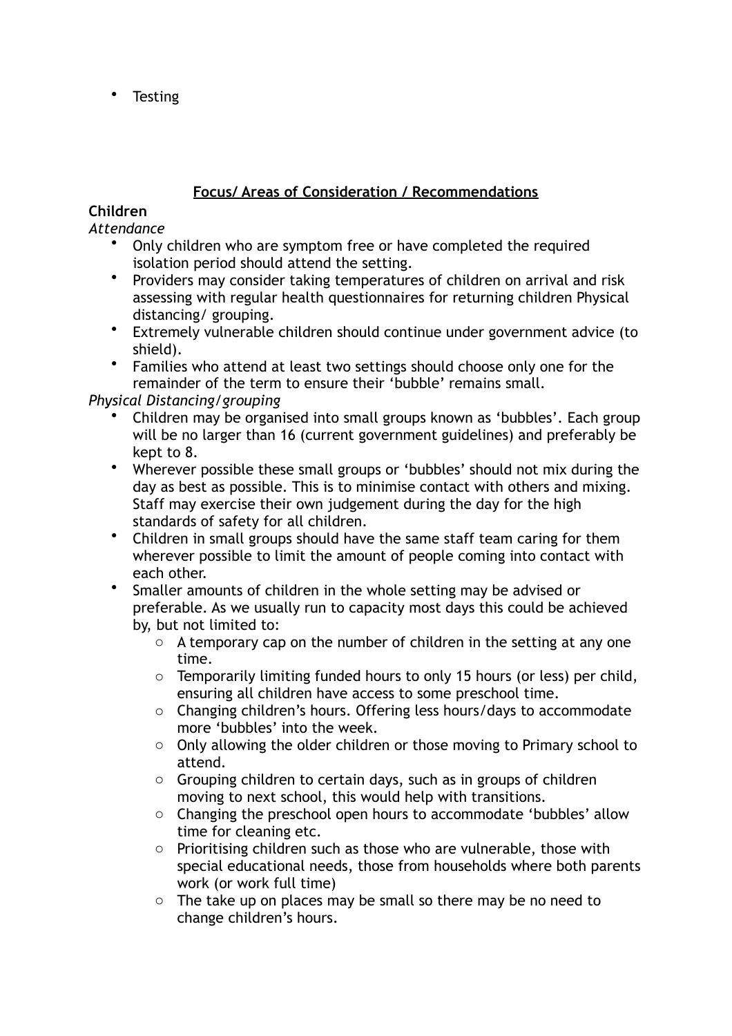- Testing

## Focus/ Areas of Consideration / Recommendations

**Children**

*Attendance*

- Only children who are symptom free or have completed the required isolation period should attend the setting.
- Providers may consider taking temperatures of children on arrival and risk assessing with regular health questionnaires for returning children Physical distancing/ grouping.
- Extremely vulnerable children should continue under government advice (to shield).
- Families who attend at least two settings should choose only one for the remainder of the term to ensure their 'bubble' remains small.

*Physical Distancing/grouping*

- Children may be organised into small groups known as 'bubbles'. Each group will be no larger than 16 (current government guidelines) and preferably be kept to 8.
- Wherever possible these small groups or 'bubbles' should not mix during the day as best as possible. This is to minimise contact with others and mixing. Staff may exercise their own judgement during the day for the high standards of safety for all children.
- Children in small groups should have the same staff team caring for them wherever possible to limit the amount of people coming into contact with each other.
- Smaller amounts of children in the whole setting may be advised or preferable. As we usually run to capacity most days this could be achieved by, but not limited to:
  - A temporary cap on the number of children in the setting at any one time.
  - Temporarily limiting funded hours to only 15 hours (or less) per child, ensuring all children have access to some preschool time.
  - Changing children's hours. Offering less hours/days to accommodate more 'bubbles' into the week.
  - Only allowing the older children or those moving to Primary school to attend.
  - Grouping children to certain days, such as in groups of children moving to next school, this would help with transitions.
  - Changing the preschool open hours to accommodate 'bubbles' allow time for cleaning etc.
  - Prioritising children such as those who are vulnerable, those with special educational needs, those from households where both parents work (or work full time)
  - The take up on places may be small so there may be no need to change children's hours.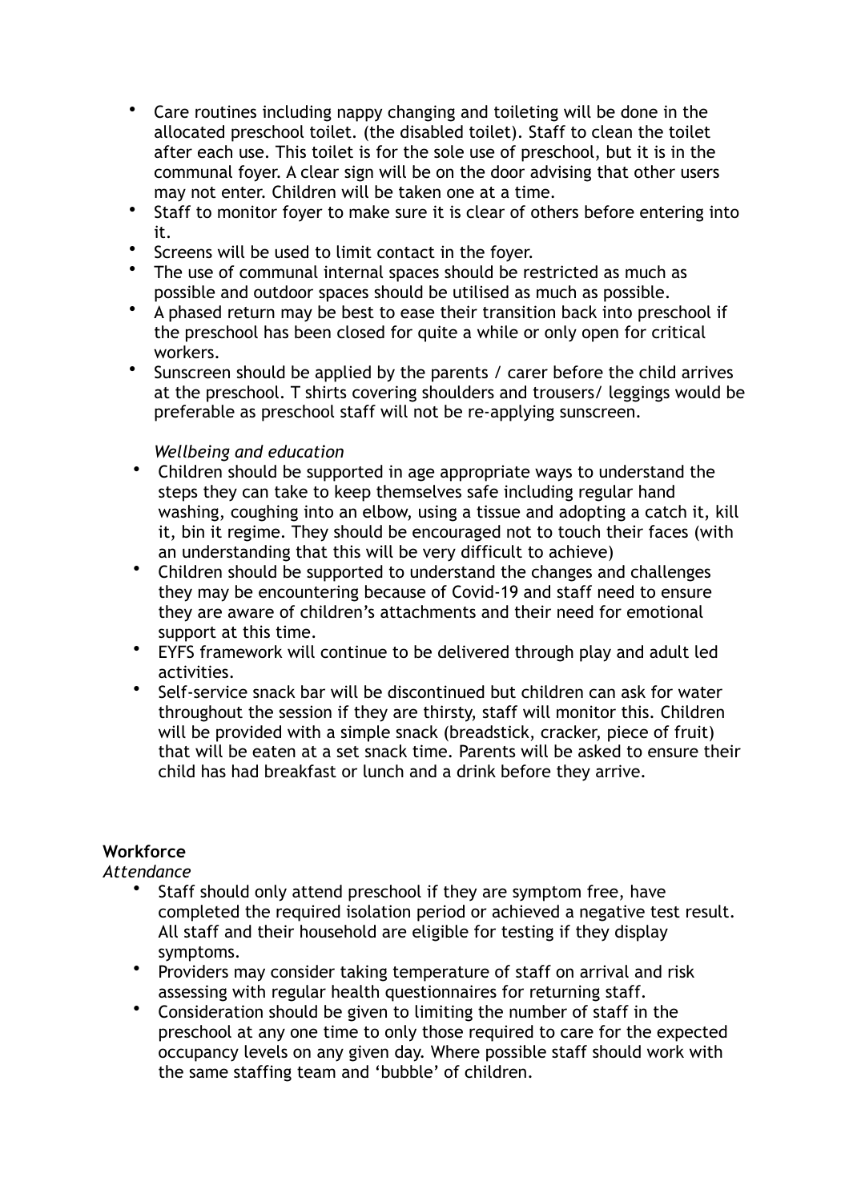- Care routines including nappy changing and toileting will be done in the allocated preschool toilet. (the disabled toilet). Staff to clean the toilet after each use. This toilet is for the sole use of preschool, but it is in the communal foyer. A clear sign will be on the door advising that other users may not enter. Children will be taken one at a time.
- Staff to monitor foyer to make sure it is clear of others before entering into it.
- Screens will be used to limit contact in the foyer.
- The use of communal internal spaces should be restricted as much as possible and outdoor spaces should be utilised as much as possible.
- A phased return may be best to ease their transition back into preschool if the preschool has been closed for quite a while or only open for critical workers.
- Sunscreen should be applied by the parents / carer before the child arrives at the preschool. T shirts covering shoulders and trousers/ leggings would be preferable as preschool staff will not be re-applying sunscreen.

*Wellbeing and education*

- Children should be supported in age appropriate ways to understand the steps they can take to keep themselves safe including regular hand washing, coughing into an elbow, using a tissue and adopting a catch it, kill it, bin it regime. They should be encouraged not to touch their faces (with an understanding that this will be very difficult to achieve)
- Children should be supported to understand the changes and challenges they may be encountering because of Covid-19 and staff need to ensure they are aware of children's attachments and their need for emotional support at this time.
- EYFS framework will continue to be delivered through play and adult led activities.
- Self-service snack bar will be discontinued but children can ask for water throughout the session if they are thirsty, staff will monitor this. Children will be provided with a simple snack (breadstick, cracker, piece of fruit) that will be eaten at a set snack time. Parents will be asked to ensure their child has had breakfast or lunch and a drink before they arrive.

**Workforce**

*Attendance*

- Staff should only attend preschool if they are symptom free, have completed the required isolation period or achieved a negative test result. All staff and their household are eligible for testing if they display symptoms.
- Providers may consider taking temperature of staff on arrival and risk assessing with regular health questionnaires for returning staff.
- Consideration should be given to limiting the number of staff in the preschool at any one time to only those required to care for the expected occupancy levels on any given day. Where possible staff should work with the same staffing team and 'bubble' of children.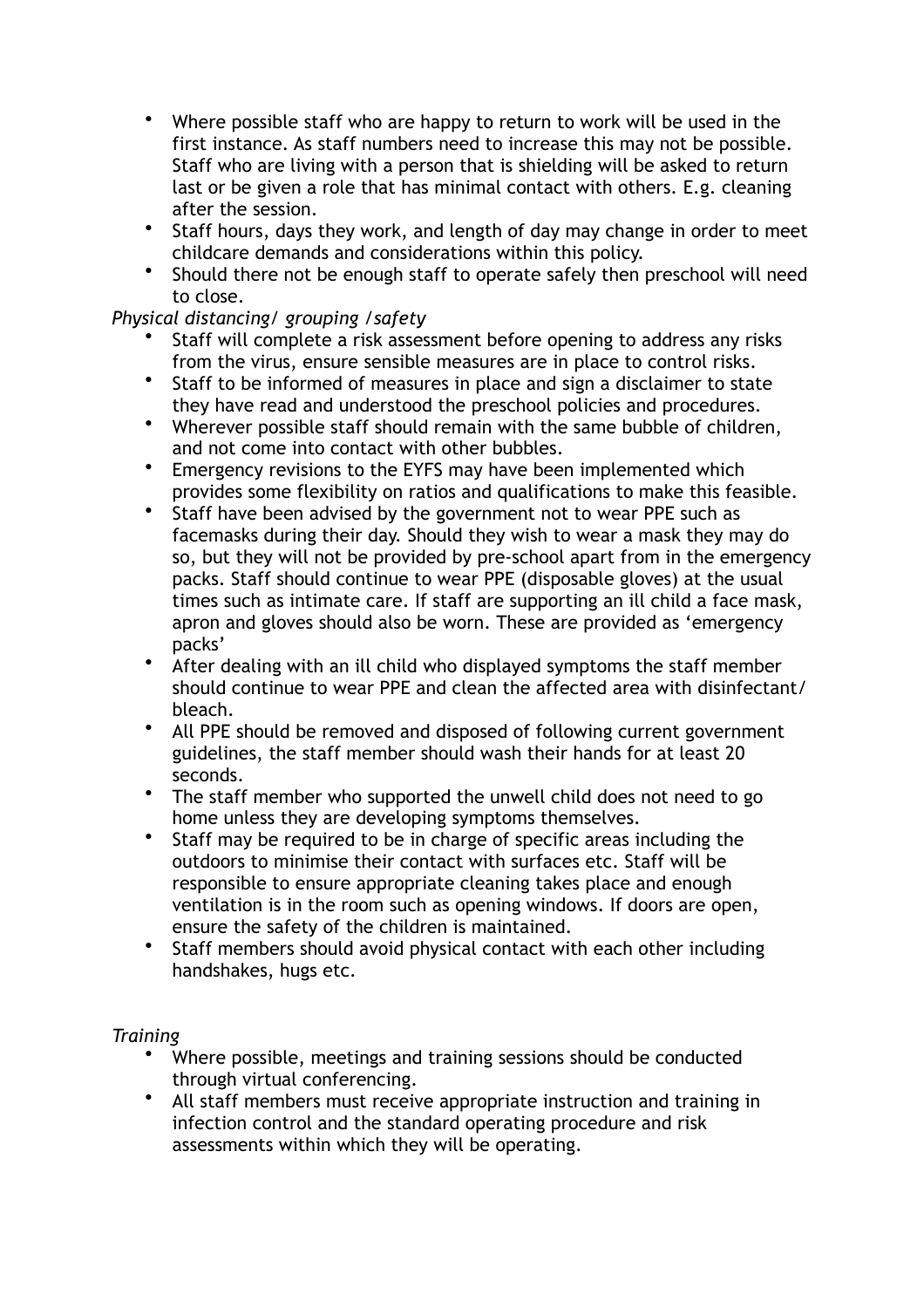- Where possible staff who are happy to return to work will be used in the first instance. As staff numbers need to increase this may not be possible. Staff who are living with a person that is shielding will be asked to return last or be given a role that has minimal contact with others. E.g. cleaning after the session.
- Staff hours, days they work, and length of day may change in order to meet childcare demands and considerations within this policy.
- Should there not be enough staff to operate safely then preschool will need to close.

*Physical distancing/ grouping /safety*

- Staff will complete a risk assessment before opening to address any risks from the virus, ensure sensible measures are in place to control risks.
- Staff to be informed of measures in place and sign a disclaimer to state they have read and understood the preschool policies and procedures.
- Wherever possible staff should remain with the same bubble of children, and not come into contact with other bubbles.
- Emergency revisions to the EYFS may have been implemented which provides some flexibility on ratios and qualifications to make this feasible.
- Staff have been advised by the government not to wear PPE such as facemasks during their day. Should they wish to wear a mask they may do so, but they will not be provided by pre-school apart from in the emergency packs. Staff should continue to wear PPE (disposable gloves) at the usual times such as intimate care. If staff are supporting an ill child a face mask, apron and gloves should also be worn. These are provided as 'emergency packs'
- After dealing with an ill child who displayed symptoms the staff member should continue to wear PPE and clean the affected area with disinfectant/ bleach.
- All PPE should be removed and disposed of following current government guidelines, the staff member should wash their hands for at least 20 seconds.
- The staff member who supported the unwell child does not need to go home unless they are developing symptoms themselves.
- Staff may be required to be in charge of specific areas including the outdoors to minimise their contact with surfaces etc. Staff will be responsible to ensure appropriate cleaning takes place and enough ventilation is in the room such as opening windows. If doors are open, ensure the safety of the children is maintained.
- Staff members should avoid physical contact with each other including handshakes, hugs etc.

*Training*

- Where possible, meetings and training sessions should be conducted through virtual conferencing.
- All staff members must receive appropriate instruction and training in infection control and the standard operating procedure and risk assessments within which they will be operating.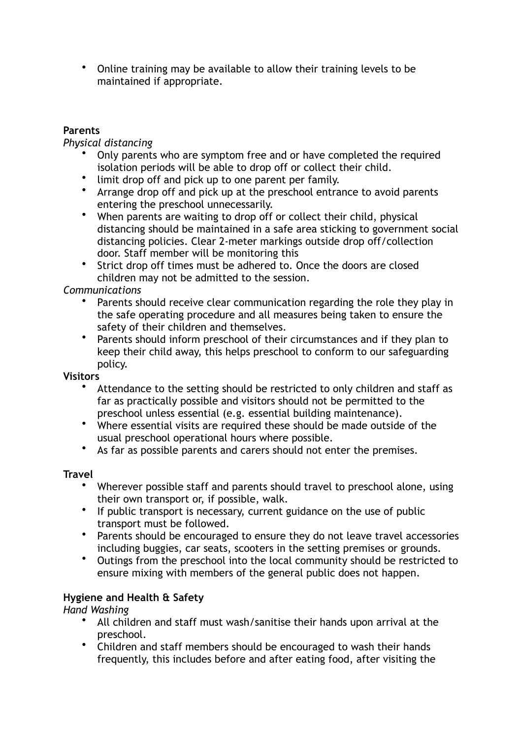- Online training may be available to allow their training levels to be maintained if appropriate.

**Parents**

*Physical distancing*

- Only parents who are symptom free and or have completed the required isolation periods will be able to drop off or collect their child.
- limit drop off and pick up to one parent per family.
- Arrange drop off and pick up at the preschool entrance to avoid parents entering the preschool unnecessarily.
- When parents are waiting to drop off or collect their child, physical distancing should be maintained in a safe area sticking to government social distancing policies. Clear 2-meter markings outside drop off/collection door. Staff member will be monitoring this
- Strict drop off times must be adhered to. Once the doors are closed children may not be admitted to the session.

*Communications*

- Parents should receive clear communication regarding the role they play in the safe operating procedure and all measures being taken to ensure the safety of their children and themselves.
- Parents should inform preschool of their circumstances and if they plan to keep their child away, this helps preschool to conform to our safeguarding policy.

**Visitors**

- Attendance to the setting should be restricted to only children and staff as far as practically possible and visitors should not be permitted to the preschool unless essential (e.g. essential building maintenance).
- Where essential visits are required these should be made outside of the usual preschool operational hours where possible.
- As far as possible parents and carers should not enter the premises.

**Travel**

- Wherever possible staff and parents should travel to preschool alone, using their own transport or, if possible, walk.
- If public transport is necessary, current guidance on the use of public transport must be followed.
- Parents should be encouraged to ensure they do not leave travel accessories including buggies, car seats, scooters in the setting premises or grounds.
- Outings from the preschool into the local community should be restricted to ensure mixing with members of the general public does not happen.

**Hygiene and Health & Safety**

*Hand Washing*

- All children and staff must wash/sanitise their hands upon arrival at the preschool.
- Children and staff members should be encouraged to wash their hands frequently, this includes before and after eating food, after visiting the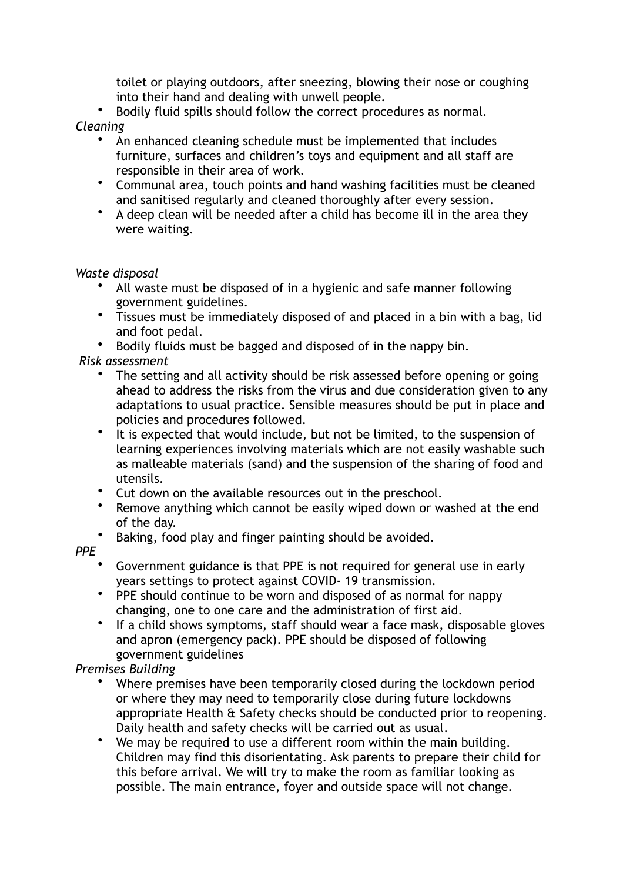toilet or playing outdoors, after sneezing, blowing their nose or coughing into their hand and dealing with unwell people.

- Bodily fluid spills should follow the correct procedures as normal.

*Cleaning*

- An enhanced cleaning schedule must be implemented that includes furniture, surfaces and children's toys and equipment and all staff are responsible in their area of work.
- Communal area, touch points and hand washing facilities must be cleaned and sanitised regularly and cleaned thoroughly after every session.
- A deep clean will be needed after a child has become ill in the area they were waiting.

*Waste disposal*

- All waste must be disposed of in a hygienic and safe manner following government guidelines.
- Tissues must be immediately disposed of and placed in a bin with a bag, lid and foot pedal.
- Bodily fluids must be bagged and disposed of in the nappy bin.

*Risk assessment*

- The setting and all activity should be risk assessed before opening or going ahead to address the risks from the virus and due consideration given to any adaptations to usual practice. Sensible measures should be put in place and policies and procedures followed.
- It is expected that would include, but not be limited, to the suspension of learning experiences involving materials which are not easily washable such as malleable materials (sand) and the suspension of the sharing of food and utensils.
- Cut down on the available resources out in the preschool.
- Remove anything which cannot be easily wiped down or washed at the end of the day.
- Baking, food play and finger painting should be avoided.

*PPE*

- Government guidance is that PPE is not required for general use in early years settings to protect against COVID- 19 transmission.
- PPE should continue to be worn and disposed of as normal for nappy changing, one to one care and the administration of first aid.
- If a child shows symptoms, staff should wear a face mask, disposable gloves and apron (emergency pack). PPE should be disposed of following government guidelines

*Premises Building*

- Where premises have been temporarily closed during the lockdown period or where they may need to temporarily close during future lockdowns appropriate Health & Safety checks should be conducted prior to reopening. Daily health and safety checks will be carried out as usual.
- We may be required to use a different room within the main building. Children may find this disorientating. Ask parents to prepare their child for this before arrival. We will try to make the room as familiar looking as possible. The main entrance, foyer and outside space will not change.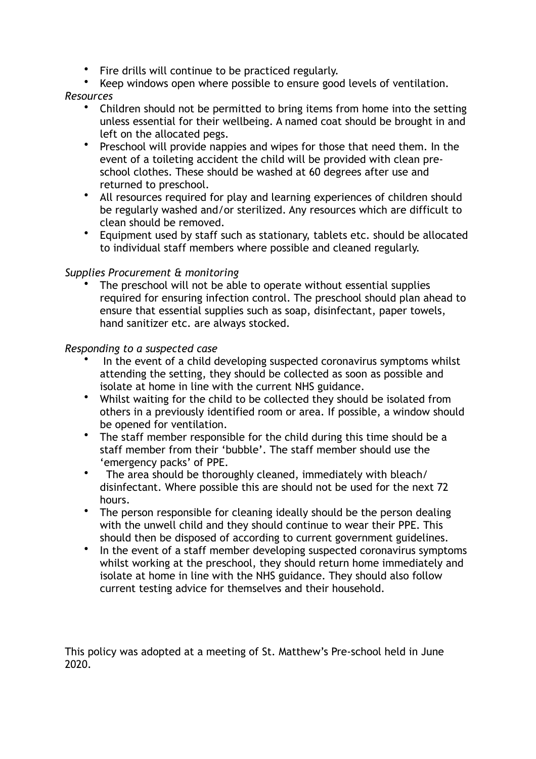- Fire drills will continue to be practiced regularly.
- Keep windows open where possible to ensure good levels of ventilation.

*Resources*

- Children should not be permitted to bring items from home into the setting unless essential for their wellbeing. A named coat should be brought in and left on the allocated pegs.
- Preschool will provide nappies and wipes for those that need them. In the event of a toileting accident the child will be provided with clean pre-school clothes. These should be washed at 60 degrees after use and returned to preschool.
- All resources required for play and learning experiences of children should be regularly washed and/or sterilized. Any resources which are difficult to clean should be removed.
- Equipment used by staff such as stationary, tablets etc. should be allocated to individual staff members where possible and cleaned regularly.

*Supplies Procurement & monitoring*

- The preschool will not be able to operate without essential supplies required for ensuring infection control. The preschool should plan ahead to ensure that essential supplies such as soap, disinfectant, paper towels, hand sanitizer etc. are always stocked.

*Responding to a suspected case*

- In the event of a child developing suspected coronavirus symptoms whilst attending the setting, they should be collected as soon as possible and isolate at home in line with the current NHS guidance.
- Whilst waiting for the child to be collected they should be isolated from others in a previously identified room or area. If possible, a window should be opened for ventilation.
- The staff member responsible for the child during this time should be a staff member from their 'bubble'. The staff member should use the 'emergency packs' of PPE.
- The area should be thoroughly cleaned, immediately with bleach/ disinfectant. Where possible this are should not be used for the next 72 hours.
- The person responsible for cleaning ideally should be the person dealing with the unwell child and they should continue to wear their PPE. This should then be disposed of according to current government guidelines.
- In the event of a staff member developing suspected coronavirus symptoms whilst working at the preschool, they should return home immediately and isolate at home in line with the NHS guidance. They should also follow current testing advice for themselves and their household.

This policy was adopted at a meeting of St. Matthew's Pre-school held in June 2020.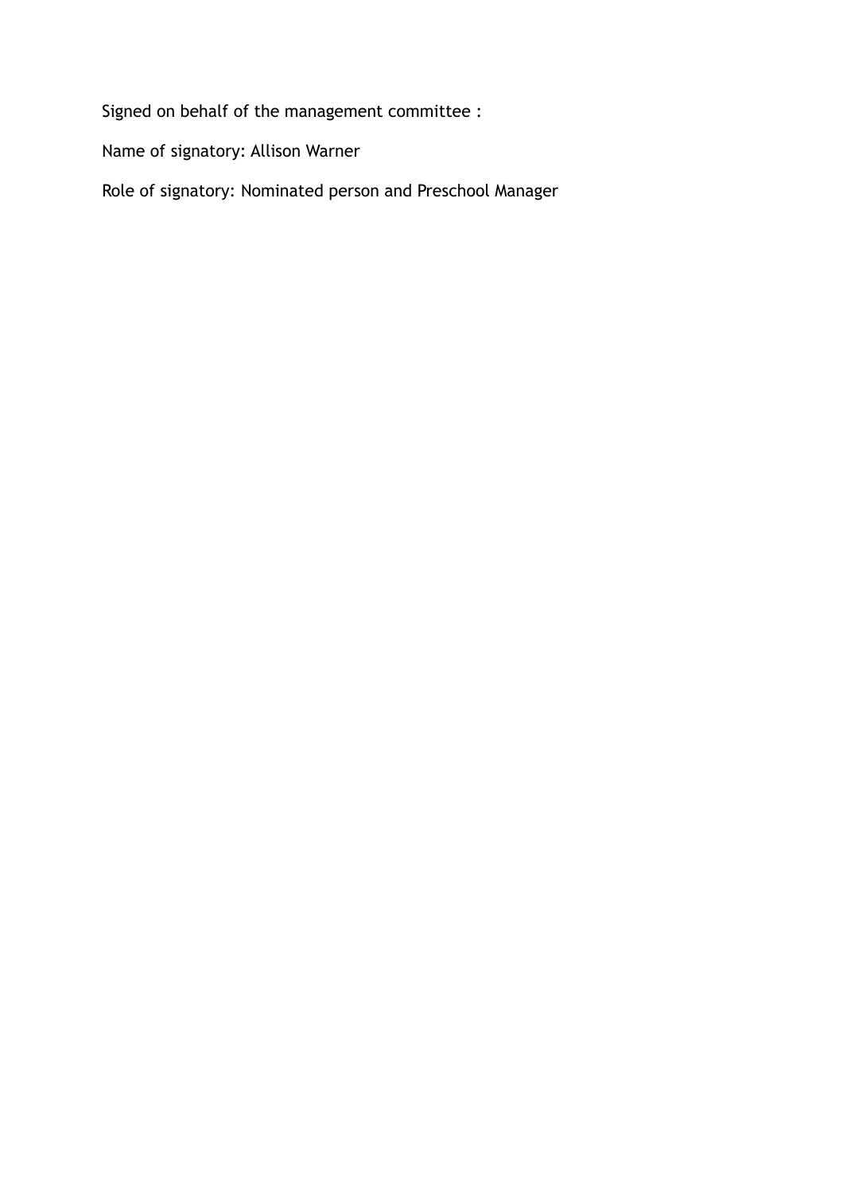Signed on behalf of the management committee :

Name of signatory: Allison Warner

Role of signatory: Nominated person and Preschool Manager